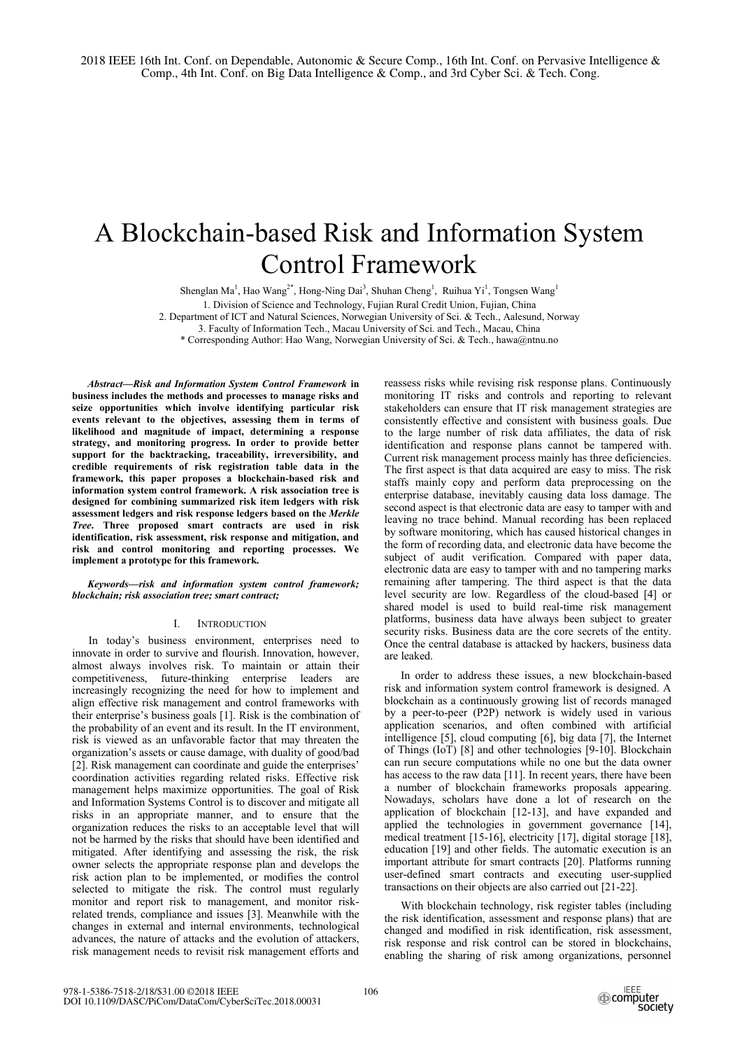# A Blockchain-based Risk and Information System Control Framework

Shenglan Ma[1], Hao Wang[2*], Hong-Ning Dai[3], Shuhan Cheng[1], Ruihua Yi[1], Tongsen Wang[1]

1. Division of Science and Technology, Fujian Rural Credit Union, Fujian, China
2. Department of ICT and Natural Sciences, Norwegian University of Sci. & Tech., Aalesund, Norway
3. Faculty of Information Tech., Macau University of Sci. and Tech., Macau, China

\* Corresponding Author: Hao Wang, Norwegian University of Sci. & Tech., hawa@ntnu.no

***Abstract*—Risk and Information System Control Framework in business includes the methods and processes to manage risks and seize opportunities which involve identifying particular risk events relevant to the objectives, assessing them in terms of likelihood and magnitude of impact, determining a response strategy, and monitoring progress. In order to provide better support for the backtracking, traceability, irreversibility, and credible requirements of risk registration table data in the framework, this paper proposes a blockchain-based risk and information system control framework. A risk association tree is designed for combining summarized risk item ledgers with risk assessment ledgers and risk response ledgers based on the *Merkle Tree*. Three proposed smart contracts are used in risk identification, risk assessment, risk response and mitigation, and risk and control monitoring and reporting processes. We implement a prototype for this framework.**

***Keywords*—risk and information system control framework; blockchain; risk association tree; smart contract;**

## I. Introduction

In today's business environment, enterprises need to innovate in order to survive and flourish. Innovation, however, almost always involves risk. To maintain or attain their competitiveness, future-thinking enterprise leaders are increasingly recognizing the need for how to implement and align effective risk management and control frameworks with their enterprise's business goals [1]. Risk is the combination of the probability of an event and its result. In the IT environment, risk is viewed as an unfavorable factor that may threaten the organization's assets or cause damage, with duality of good/bad [2]. Risk management can coordinate and guide the enterprises' coordination activities regarding related risks. Effective risk management helps maximize opportunities. The goal of Risk and Information Systems Control is to discover and mitigate all risks in an appropriate manner, and to ensure that the organization reduces the risks to an acceptable level that will not be harmed by the risks that should have been identified and mitigated. After identifying and assessing the risk, the risk owner selects the appropriate response plan and develops the risk action plan to be implemented, or modifies the control selected to mitigate the risk. The control must regularly monitor and report risk to management, and monitor risk-related trends, compliance and issues [3]. Meanwhile with the changes in external and internal environments, technological advances, the nature of attacks and the evolution of attackers, risk management needs to revisit risk management efforts and reassess risks while revising risk response plans. Continuously monitoring IT risks and controls and reporting to relevant stakeholders can ensure that IT risk management strategies are consistently effective and consistent with business goals. Due to the large number of risk data affiliates, the data of risk identification and response plans cannot be tampered with. Current risk management process mainly has three deficiencies. The first aspect is that data acquired are easy to miss. The risk staffs mainly copy and perform data preprocessing on the enterprise database, inevitably causing data loss damage. The second aspect is that electronic data are easy to tamper with and leaving no trace behind. Manual recording has been replaced by software monitoring, which has caused historical changes in the form of recording data, and electronic data have become the subject of audit verification. Compared with paper data, electronic data are easy to tamper with and no tampering marks remaining after tampering. The third aspect is that the data level security are low. Regardless of the cloud-based [4] or shared model is used to build real-time risk management platforms, business data have always been subject to greater security risks. Business data are the core secrets of the entity. Once the central database is attacked by hackers, business data are leaked.

In order to address these issues, a new blockchain-based risk and information system control framework is designed. A blockchain as a continuously growing list of records managed by a peer-to-peer (P2P) network is widely used in various application scenarios, and often combined with artificial intelligence [5], cloud computing [6], big data [7], the Internet of Things (IoT) [8] and other technologies [9-10]. Blockchain can run secure computations while no one but the data owner has access to the raw data [11]. In recent years, there have been a number of blockchain frameworks proposals appearing. Nowadays, scholars have done a lot of research on the application of blockchain [12-13], and have expanded and applied the technologies in government governance [14], medical treatment [15-16], electricity [17], digital storage [18], education [19] and other fields. The automatic execution is an important attribute for smart contracts [20]. Platforms running user-defined smart contracts and executing user-supplied transactions on their objects are also carried out [21-22].

With blockchain technology, risk register tables (including the risk identification, assessment and response plans) that are changed and modified in risk identification, risk assessment, risk response and risk control can be stored in blockchains, enabling the sharing of risk among organizations, personnel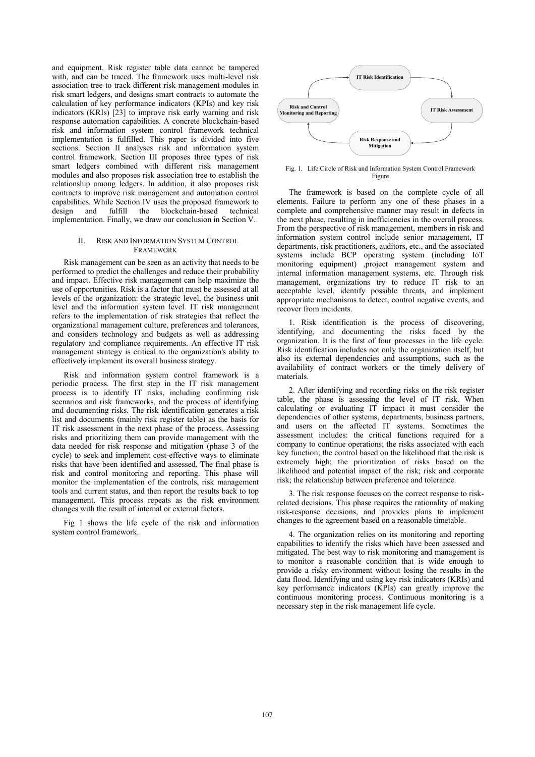and equipment. Risk register table data cannot be tampered with, and can be traced. The framework uses multi-level risk association tree to track different risk management modules in risk smart ledgers, and designs smart contracts to automate the calculation of key performance indicators (KPIs) and key risk indicators (KRIs) [23] to improve risk early warning and risk response automation capabilities. A concrete blockchain-based risk and information system control framework technical implementation is fulfilled. This paper is divided into five sections. Section II analyses risk and information system control framework. Section III proposes three types of risk smart ledgers combined with different risk management modules and also proposes risk association tree to establish the relationship among ledgers. In addition, it also proposes risk contracts to improve risk management and automation control capabilities. While Section IV uses the proposed framework to design and fulfill the blockchain-based technical implementation. Finally, we draw our conclusion in Section V.

## II. Risk and Information System Control Framework

Risk management can be seen as an activity that needs to be performed to predict the challenges and reduce their probability and impact. Effective risk management can help maximize the use of opportunities. Risk is a factor that must be assessed at all levels of the organization: the strategic level, the business unit level and the information system level. IT risk management refers to the implementation of risk strategies that reflect the organizational management culture, preferences and tolerances, and considers technology and budgets as well as addressing regulatory and compliance requirements. An effective IT risk management strategy is critical to the organization's ability to effectively implement its overall business strategy.

Risk and information system control framework is a periodic process. The first step in the IT risk management process is to identify IT risks, including confirming risk scenarios and risk frameworks, and the process of identifying and documenting risks. The risk identification generates a risk list and documents (mainly risk register table) as the basis for IT risk assessment in the next phase of the process. Assessing risks and prioritizing them can provide management with the data needed for risk response and mitigation (phase 3 of the cycle) to seek and implement cost-effective ways to eliminate risks that have been identified and assessed. The final phase is risk and control monitoring and reporting. This phase will monitor the implementation of the controls, risk management tools and current status, and then report the results back to top management. This process repeats as the risk environment changes with the result of internal or external factors.

Fig 1 shows the life cycle of the risk and information system control framework.

IT Risk Identification

IT Risk Assessment

Risk Response and Mitigation

Risk and Control Monitoring and Reporting

Fig. 1. Life Circle of Risk and Information System Control Framework Figure

The framework is based on the complete cycle of all elements. Failure to perform any one of these phases in a complete and comprehensive manner may result in defects in the next phase, resulting in inefficiencies in the overall process. From the perspective of risk management, members in risk and information system control include senior management, IT departments, risk practitioners, auditors, etc., and the associated systems include BCP operating system (including IoT monitoring equipment) ,project management system and internal information management systems, etc. Through risk management, organizations try to reduce IT risk to an acceptable level, identify possible threats, and implement appropriate mechanisms to detect, control negative events, and recover from incidents.

1. Risk identification is the process of discovering, identifying, and documenting the risks faced by the organization. It is the first of four processes in the life cycle. Risk identification includes not only the organization itself, but also its external dependencies and assumptions, such as the availability of contract workers or the timely delivery of materials.

2. After identifying and recording risks on the risk register table, the phase is assessing the level of IT risk. When calculating or evaluating IT impact it must consider the dependencies of other systems, departments, business partners, and users on the affected IT systems. Sometimes the assessment includes: the critical functions required for a company to continue operations; the risks associated with each key function; the control based on the likelihood that the risk is extremely high; the prioritization of risks based on the likelihood and potential impact of the risk; risk and corporate risk; the relationship between preference and tolerance.

3. The risk response focuses on the correct response to risk-related decisions. This phase requires the rationality of making risk-response decisions, and provides plans to implement changes to the agreement based on a reasonable timetable.

4. The organization relies on its monitoring and reporting capabilities to identify the risks which have been assessed and mitigated. The best way to risk monitoring and management is to monitor a reasonable condition that is wide enough to provide a risky environment without losing the results in the data flood. Identifying and using key risk indicators (KRIs) and key performance indicators (KPIs) can greatly improve the continuous monitoring process. Continuous monitoring is a necessary step in the risk management life cycle.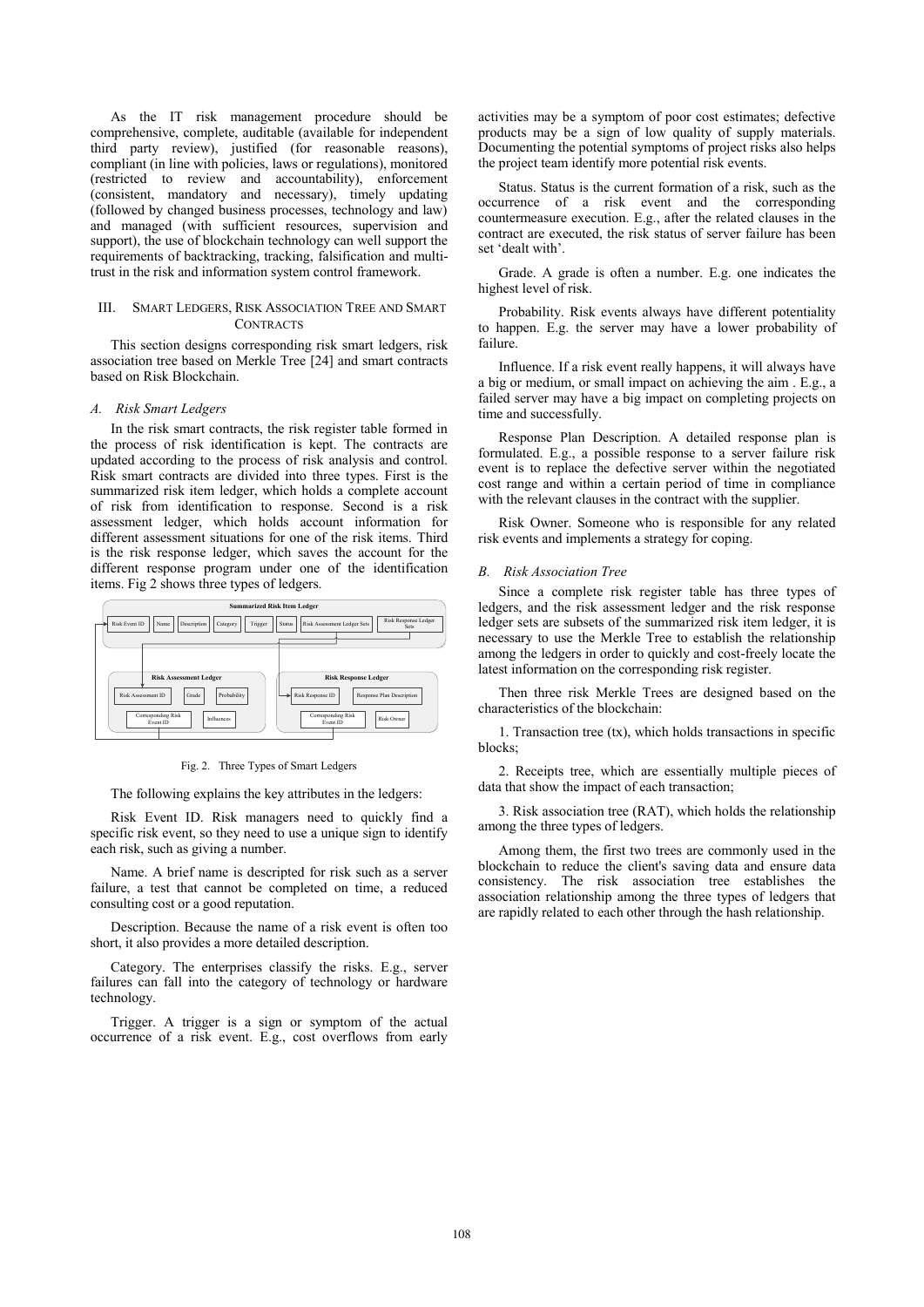As the IT risk management procedure should be comprehensive, complete, auditable (available for independent third party review), justified (for reasonable reasons), compliant (in line with policies, laws or regulations), monitored (restricted to review and accountability), enforcement (consistent, mandatory and necessary), timely updating (followed by changed business processes, technology and law) and managed (with sufficient resources, supervision and support), the use of blockchain technology can well support the requirements of backtracking, tracking, falsification and multi-trust in the risk and information system control framework.

## III. Smart Ledgers, Risk Association Tree and Smart Contracts

This section designs corresponding risk smart ledgers, risk association tree based on Merkle Tree [24] and smart contracts based on Risk Blockchain.

### *A. Risk Smart Ledgers*

In the risk smart contracts, the risk register table formed in the process of risk identification is kept. The contracts are updated according to the process of risk analysis and control. Risk smart contracts are divided into three types. First is the summarized risk item ledger, which holds a complete account of risk from identification to response. Second is a risk assessment ledger, which holds account information for different assessment situations for one of the risk items. Third is the risk response ledger, which saves the account for the different response program under one of the identification items. Fig 2 shows three types of ledgers.

Summarized Risk Item Ledger
Risk Event ID
Name
Description
Category
Trigger
Status
Risk Assessment Ledger Sets
Risk Response Ledger Sets
Risk Assessment Ledger
Risk Assessment ID
Grade
Probability
Corresponding Risk Event ID
Influences
Risk Response Ledger
Risk Response ID
Response Plan Description
Corresponding Risk Event ID
Risk Owner

Fig. 2. Three Types of Smart Ledgers

The following explains the key attributes in the ledgers:

Risk Event ID. Risk managers need to quickly find a specific risk event, so they need to use a unique sign to identify each risk, such as giving a number.

Name. A brief name is descripted for risk such as a server failure, a test that cannot be completed on time, a reduced consulting cost or a good reputation.

Description. Because the name of a risk event is often too short, it also provides a more detailed description.

Category. The enterprises classify the risks. E.g., server failures can fall into the category of technology or hardware technology.

Trigger. A trigger is a sign or symptom of the actual occurrence of a risk event. E.g., cost overflows from early activities may be a symptom of poor cost estimates; defective products may be a sign of low quality of supply materials. Documenting the potential symptoms of project risks also helps the project team identify more potential risk events.

Status. Status is the current formation of a risk, such as the occurrence of a risk event and the corresponding countermeasure execution. E.g., after the related clauses in the contract are executed, the risk status of server failure has been set 'dealt with'.

Grade. A grade is often a number. E.g. one indicates the highest level of risk.

Probability. Risk events always have different potentiality to happen. E.g. the server may have a lower probability of failure.

Influence. If a risk event really happens, it will always have a big or medium, or small impact on achieving the aim . E.g., a failed server may have a big impact on completing projects on time and successfully.

Response Plan Description. A detailed response plan is formulated. E.g., a possible response to a server failure risk event is to replace the defective server within the negotiated cost range and within a certain period of time in compliance with the relevant clauses in the contract with the supplier.

Risk Owner. Someone who is responsible for any related risk events and implements a strategy for coping.

### *B. Risk Association Tree*

Since a complete risk register table has three types of ledgers, and the risk assessment ledger and the risk response ledger sets are subsets of the summarized risk item ledger, it is necessary to use the Merkle Tree to establish the relationship among the ledgers in order to quickly and cost-freely locate the latest information on the corresponding risk register.

Then three risk Merkle Trees are designed based on the characteristics of the blockchain:

1. Transaction tree (tx), which holds transactions in specific blocks;

2. Receipts tree, which are essentially multiple pieces of data that show the impact of each transaction;

3. Risk association tree (RAT), which holds the relationship among the three types of ledgers.

Among them, the first two trees are commonly used in the blockchain to reduce the client's saving data and ensure data consistency. The risk association tree establishes the association relationship among the three types of ledgers that are rapidly related to each other through the hash relationship.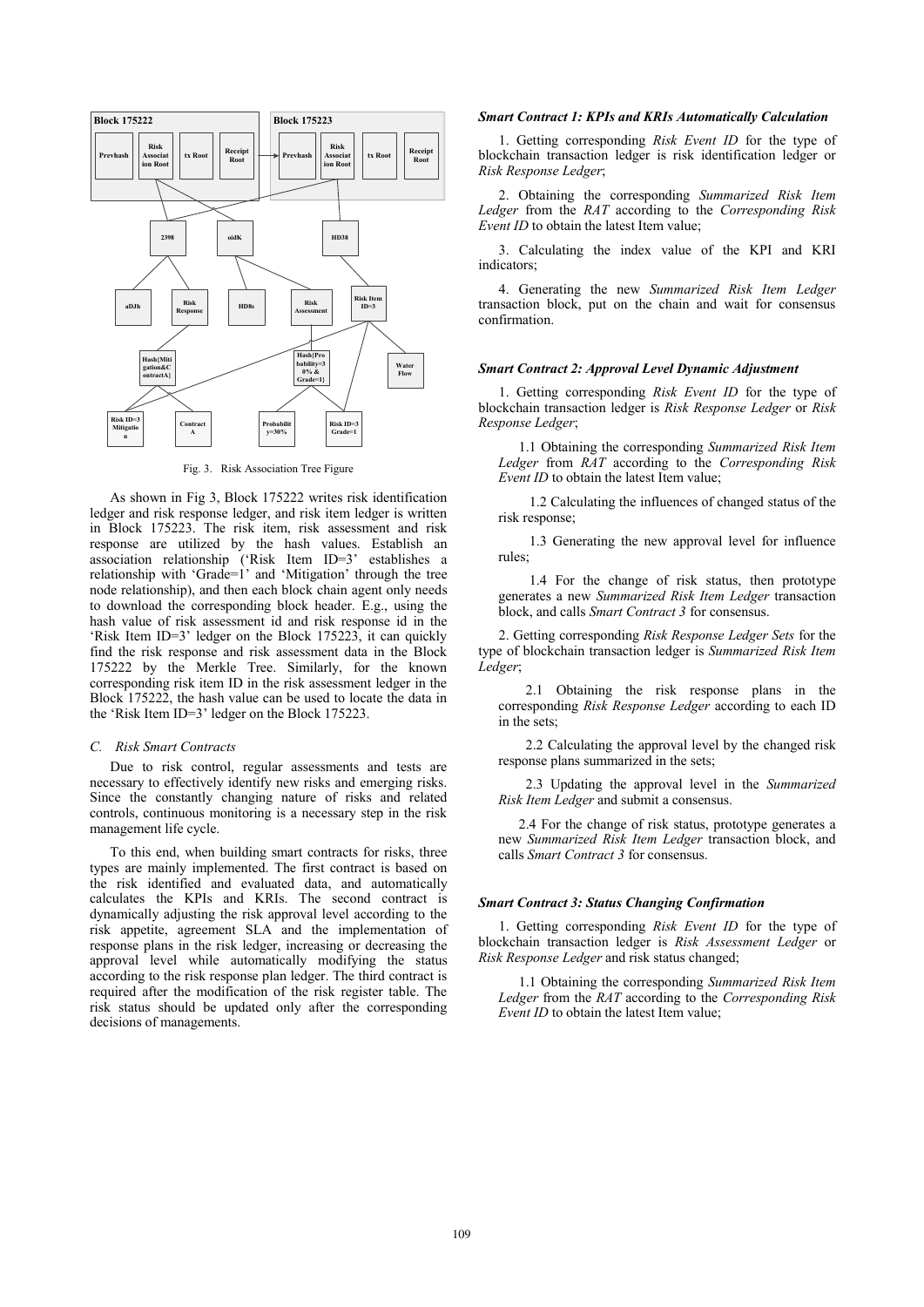Fig. 3. Risk Association Tree Figure

As shown in Fig 3, Block 175222 writes risk identification ledger and risk response ledger, and risk item ledger is written in Block 175223. The risk item, risk assessment and risk response are utilized by the hash values. Establish an association relationship ('Risk Item ID=3' establishes a relationship with 'Grade=1' and 'Mitigation' through the tree node relationship), and then each block chain agent only needs to download the corresponding block header. E.g., using the hash value of risk assessment id and risk response id in the 'Risk Item ID=3' ledger on the Block 175223, it can quickly find the risk response and risk assessment data in the Block 175222 by the Merkle Tree. Similarly, for the known corresponding risk item ID in the risk assessment ledger in the Block 175222, the hash value can be used to locate the data in the 'Risk Item ID=3' ledger on the Block 175223.

### C. Risk Smart Contracts

Due to risk control, regular assessments and tests are necessary to effectively identify new risks and emerging risks. Since the constantly changing nature of risks and related controls, continuous monitoring is a necessary step in the risk management life cycle.

To this end, when building smart contracts for risks, three types are mainly implemented. The first contract is based on the risk identified and evaluated data, and automatically calculates the KPIs and KRIs. The second contract is dynamically adjusting the risk approval level according to the risk appetite, agreement SLA and the implementation of response plans in the risk ledger, increasing or decreasing the approval level while automatically modifying the status according to the risk response plan ledger. The third contract is required after the modification of the risk register table. The risk status should be updated only after the corresponding decisions of managements.

***Smart Contract 1: KPIs and KRIs Automatically Calculation***

1. Getting corresponding *Risk Event ID* for the type of blockchain transaction ledger is risk identification ledger or *Risk Response Ledger*;

2. Obtaining the corresponding *Summarized Risk Item Ledger* from the *RAT* according to the *Corresponding Risk Event ID* to obtain the latest Item value;

3. Calculating the index value of the KPI and KRI indicators;

4. Generating the new *Summarized Risk Item Ledger* transaction block, put on the chain and wait for consensus confirmation.

***Smart Contract 2: Approval Level Dynamic Adjustment***

1. Getting corresponding *Risk Event ID* for the type of blockchain transaction ledger is *Risk Response Ledger* or *Risk Response Ledger*;

1.1 Obtaining the corresponding *Summarized Risk Item Ledger* from *RAT* according to the *Corresponding Risk Event ID* to obtain the latest Item value;

1.2 Calculating the influences of changed status of the risk response;

1.3 Generating the new approval level for influence rules;

1.4 For the change of risk status, then prototype generates a new *Summarized Risk Item Ledger* transaction block, and calls *Smart Contract 3* for consensus.

2. Getting corresponding *Risk Response Ledger Sets* for the type of blockchain transaction ledger is *Summarized Risk Item Ledger*;

2.1 Obtaining the risk response plans in the corresponding *Risk Response Ledger* according to each ID in the sets;

2.2 Calculating the approval level by the changed risk response plans summarized in the sets;

2.3 Updating the approval level in the *Summarized Risk Item Ledger* and submit a consensus.

2.4 For the change of risk status, prototype generates a new *Summarized Risk Item Ledger* transaction block, and calls *Smart Contract 3* for consensus.

***Smart Contract 3: Status Changing Confirmation***

1. Getting corresponding *Risk Event ID* for the type of blockchain transaction ledger is *Risk Assessment Ledger* or *Risk Response Ledger* and risk status changed;

1.1 Obtaining the corresponding *Summarized Risk Item Ledger* from the *RAT* according to the *Corresponding Risk Event ID* to obtain the latest Item value;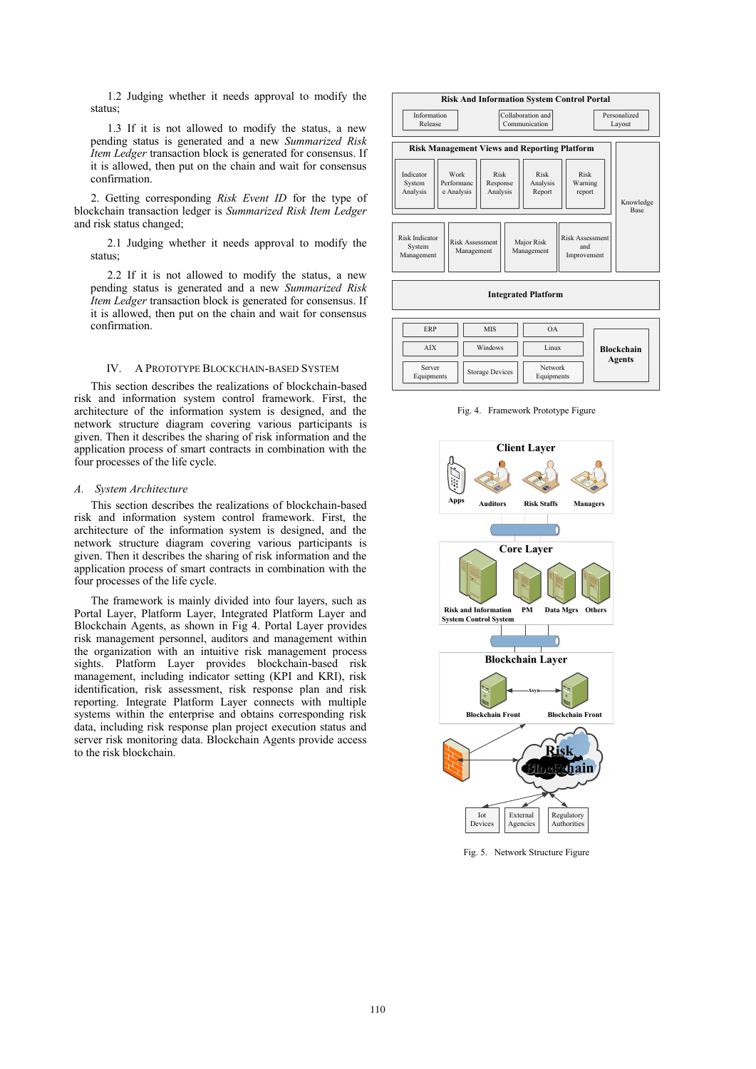1.2 Judging whether it needs approval to modify the status;

1.3 If it is not allowed to modify the status, a new pending status is generated and a new *Summarized Risk Item Ledger* transaction block is generated for consensus. If it is allowed, then put on the chain and wait for consensus confirmation.

2. Getting corresponding *Risk Event ID* for the type of blockchain transaction ledger is *Summarized Risk Item Ledger* and risk status changed;

2.1 Judging whether it needs approval to modify the status;

2.2 If it is not allowed to modify the status, a new pending status is generated and a new *Summarized Risk Item Ledger* transaction block is generated for consensus. If it is allowed, then put on the chain and wait for consensus confirmation.

## IV. A Prototype Blockchain-Based System

This section describes the realizations of blockchain-based risk and information system control framework. First, the architecture of the information system is designed, and the network structure diagram covering various participants is given. Then it describes the sharing of risk information and the application process of smart contracts in combination with the four processes of the life cycle.

### *A. System Architecture*

This section describes the realizations of blockchain-based risk and information system control framework. First, the architecture of the information system is designed, and the network structure diagram covering various participants is given. Then it describes the sharing of risk information and the application process of smart contracts in combination with the four processes of the life cycle.

The framework is mainly divided into four layers, such as Portal Layer, Platform Layer, Integrated Platform Layer and Blockchain Agents, as shown in Fig 4. Portal Layer provides risk management personnel, auditors and management within the organization with an intuitive risk management process sights. Platform Layer provides blockchain-based risk management, including indicator setting (KPI and KRI), risk identification, risk assessment, risk response plan and risk reporting. Integrate Platform Layer connects with multiple systems within the enterprise and obtains corresponding risk data, including risk response plan project execution status and server risk monitoring data. Blockchain Agents provide access to the risk blockchain.

Risk And Information System Control Portal

Information Release | Collaboration and Communication | Personalized Layout

Risk Management Views and Reporting Platform

Indicator System Analysis | Work Performance Analysis | Risk Response Analysis | Risk Analysis Report | Risk Warning report

Knowledge Base

Risk Indicator System Management | Risk Assessment Management | Major Risk Management | Risk Assessment and Improvement

Integrated Platform

ERP | MIS | OA | AIX | Windows | Linux | Server Equipments | Storage Devices | Network Equipments

Blockchain Agents

Fig. 4. Framework Prototype Figure

Client Layer: Apps, Auditors, Risk Staffs, Managers

Core Layer: Risk and Information System Control System, PM, Data Mgrs, Others

Blockchain Layer: Blockchain Front — Asyn — Blockchain Front

Risk BlockChain

Iot Devices | External Agencies | Regulatory Authorities

Fig. 5. Network Structure Figure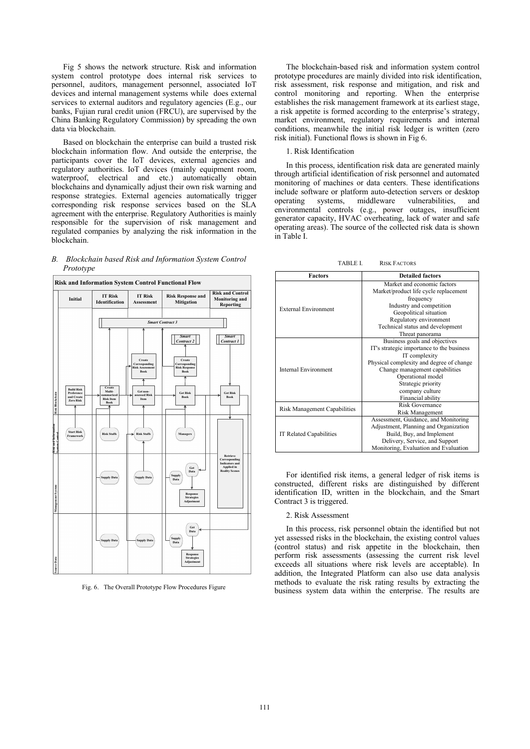Fig 5 shows the network structure. Risk and information system control prototype does internal risk services to personnel, auditors, management personnel, associated IoT devices and internal management systems while does external services to external auditors and regulatory agencies (E.g., our banks, Fujian rural credit union (FRCU), are supervised by the China Banking Regulatory Commission) by spreading the own data via blockchain.

Based on blockchain the enterprise can build a trusted risk blockchain information flow. And outside the enterprise, the participants cover the IoT devices, external agencies and regulatory authorities. IoT devices (mainly equipment room, waterproof, electrical and etc.) automatically obtain blockchains and dynamically adjust their own risk warning and response strategies. External agencies automatically trigger corresponding risk response services based on the SLA agreement with the enterprise. Regulatory Authorities is mainly responsible for the supervision of risk management and regulated companies by analyzing the risk information in the blockchain.

### *B. Blockchain based Risk and Information System Control Prototype*

Fig. 6. The Overall Prototype Flow Procedures Figure

The blockchain-based risk and information system control prototype procedures are mainly divided into risk identification, risk assessment, risk response and mitigation, and risk and control monitoring and reporting. When the enterprise establishes the risk management framework at its earliest stage, a risk appetite is formed according to the enterprise's strategy, market environment, regulatory requirements and internal conditions, meanwhile the initial risk ledger is written (zero risk initial). Functional flows is shown in Fig 6.

1. Risk Identification

In this process, identification risk data are generated mainly through artificial identification of risk personnel and automated monitoring of machines or data centers. These identifications include software or platform auto-detection servers or desktop operating systems, middleware vulnerabilities, and environmental controls (e.g., power outages, insufficient generator capacity, HVAC overheating, lack of water and safe operating areas). The source of the collected risk data is shown in Table I.

TABLE I. RISK FACTORS

| Factors | Detailed factors |
|---|---|
| External Environment | Market and economic factors<br>Market/product life cycle replacement frequency<br>Industry and competition<br>Geopolitical situation<br>Regulatory environment<br>Technical status and development<br>Threat panorama |
| Internal Environment | Business goals and objectives<br>IT's strategic importance to the business<br>IT complexity<br>Physical complexity and degree of change<br>Change management capabilities<br>Operational model<br>Strategic priority<br>company culture<br>Financial ability |
| Risk Management Capabilities | Risk Governance<br>Risk Management |
| IT Related Capabilities | Assessment, Guidance, and Monitoring<br>Adjustment, Planning and Organization<br>Build, Buy, and Implement<br>Delivery, Service, and Support<br>Monitoring, Evaluation and Evaluation |

For identified risk items, a general ledger of risk items is constructed, different risks are distinguished by different identification ID, written in the blockchain, and the Smart Contract 3 is triggered.

2. Risk Assessment

In this process, risk personnel obtain the identified but not yet assessed risks in the blockchain, the existing control values (control status) and risk appetite in the blockchain, then perform risk assessments (assessing the current risk level exceeds all situations where risk levels are acceptable). In addition, the Integrated Platform can also use data analysis methods to evaluate the risk rating results by extracting the business system data within the enterprise. The results are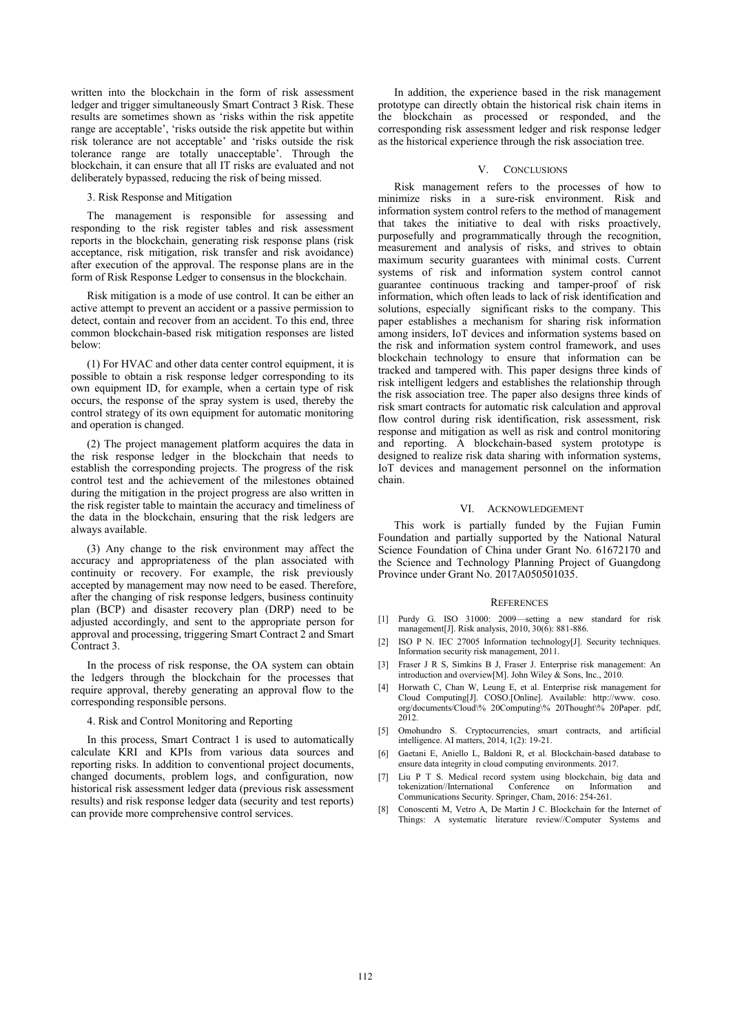written into the blockchain in the form of risk assessment ledger and trigger simultaneously Smart Contract 3 Risk. These results are sometimes shown as 'risks within the risk appetite range are acceptable', 'risks outside the risk appetite but within risk tolerance are not acceptable' and 'risks outside the risk tolerance range are totally unacceptable'. Through the blockchain, it can ensure that all IT risks are evaluated and not deliberately bypassed, reducing the risk of being missed.

3. Risk Response and Mitigation

The management is responsible for assessing and responding to the risk register tables and risk assessment reports in the blockchain, generating risk response plans (risk acceptance, risk mitigation, risk transfer and risk avoidance) after execution of the approval. The response plans are in the form of Risk Response Ledger to consensus in the blockchain.

Risk mitigation is a mode of use control. It can be either an active attempt to prevent an accident or a passive permission to detect, contain and recover from an accident. To this end, three common blockchain-based risk mitigation responses are listed below:

(1) For HVAC and other data center control equipment, it is possible to obtain a risk response ledger corresponding to its own equipment ID, for example, when a certain type of risk occurs, the response of the spray system is used, thereby the control strategy of its own equipment for automatic monitoring and operation is changed.

(2) The project management platform acquires the data in the risk response ledger in the blockchain that needs to establish the corresponding projects. The progress of the risk control test and the achievement of the milestones obtained during the mitigation in the project progress are also written in the risk register table to maintain the accuracy and timeliness of the data in the blockchain, ensuring that the risk ledgers are always available.

(3) Any change to the risk environment may affect the accuracy and appropriateness of the plan associated with continuity or recovery. For example, the risk previously accepted by management may now need to be eased. Therefore, after the changing of risk response ledgers, business continuity plan (BCP) and disaster recovery plan (DRP) need to be adjusted accordingly, and sent to the appropriate person for approval and processing, triggering Smart Contract 2 and Smart Contract 3.

In the process of risk response, the OA system can obtain the ledgers through the blockchain for the processes that require approval, thereby generating an approval flow to the corresponding responsible persons.

4. Risk and Control Monitoring and Reporting

In this process, Smart Contract 1 is used to automatically calculate KRI and KPIs from various data sources and reporting risks. In addition to conventional project documents, changed documents, problem logs, and configuration, now historical risk assessment ledger data (previous risk assessment results) and risk response ledger data (security and test reports) can provide more comprehensive control services.

In addition, the experience based in the risk management prototype can directly obtain the historical risk chain items in the blockchain as processed or responded, and the corresponding risk assessment ledger and risk response ledger as the historical experience through the risk association tree.

## V. Conclusions

Risk management refers to the processes of how to minimize risks in a sure-risk environment. Risk and information system control refers to the method of management that takes the initiative to deal with risks proactively, purposefully and programmatically through the recognition, measurement and analysis of risks, and strives to obtain maximum security guarantees with minimal costs. Current systems of risk and information system control cannot guarantee continuous tracking and tamper-proof of risk information, which often leads to lack of risk identification and solutions, especially significant risks to the company. This paper establishes a mechanism for sharing risk information among insiders, IoT devices and information systems based on the risk and information system control framework, and uses blockchain technology to ensure that information can be tracked and tampered with. This paper designs three kinds of risk intelligent ledgers and establishes the relationship through the risk association tree. The paper also designs three kinds of risk smart contracts for automatic risk calculation and approval flow control during risk identification, risk assessment, risk response and mitigation as well as risk and control monitoring and reporting. A blockchain-based system prototype is designed to realize risk data sharing with information systems, IoT devices and management personnel on the information chain.

## VI. Acknowledgement

This work is partially funded by the Fujian Fumin Foundation and partially supported by the National Natural Science Foundation of China under Grant No. 61672170 and the Science and Technology Planning Project of Guangdong Province under Grant No. 2017A050501035.

## References

[1] Purdy G. ISO 31000: 2009—setting a new standard for risk management[J]. Risk analysis, 2010, 30(6): 881-886.

[2] ISO P N. IEC 27005 Information technology[J]. Security techniques. Information security risk management, 2011.

[3] Fraser J R S, Simkins B J, Fraser J. Enterprise risk management: An introduction and overview[M]. John Wiley & Sons, Inc., 2010.

[4] Horwath C, Chan W, Leung E, et al. Enterprise risk management for Cloud Computing[J]. COSO.[Online]. Available: http://www. coso. org/documents/Cloud\% 20Computing\% 20Thought\% 20Paper. pdf, 2012.

[5] Omohundro S. Cryptocurrencies, smart contracts, and artificial intelligence. AI matters, 2014, 1(2): 19-21.

[6] Gaetani E, Aniello L, Baldoni R, et al. Blockchain-based database to ensure data integrity in cloud computing environments. 2017.

[7] Liu P T S. Medical record system using blockchain, big data and tokenization//International Conference on Information and Communications Security. Springer, Cham, 2016: 254-261.

[8] Conoscenti M, Vetro A, De Martin J C. Blockchain for the Internet of Things: A systematic literature review//Computer Systems and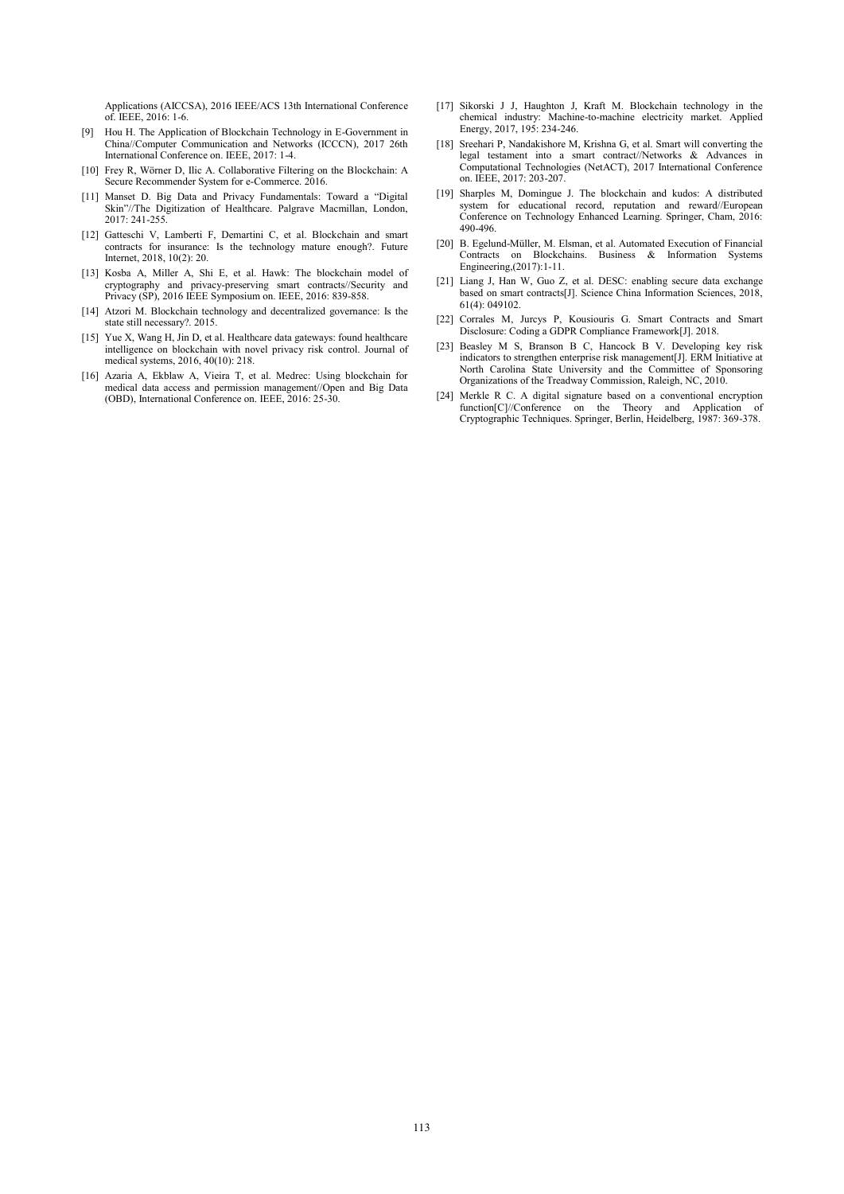Applications (AICCSA), 2016 IEEE/ACS 13th International Conference of. IEEE, 2016: 1-6.

[9] Hou H. The Application of Blockchain Technology in E-Government in China//Computer Communication and Networks (ICCCN), 2017 26th International Conference on. IEEE, 2017: 1-4.

[10] Frey R, Wörner D, Ilic A. Collaborative Filtering on the Blockchain: A Secure Recommender System for e-Commerce. 2016.

[11] Manset D. Big Data and Privacy Fundamentals: Toward a "Digital Skin"//The Digitization of Healthcare. Palgrave Macmillan, London, 2017: 241-255.

[12] Gatteschi V, Lamberti F, Demartini C, et al. Blockchain and smart contracts for insurance: Is the technology mature enough?. Future Internet, 2018, 10(2): 20.

[13] Kosba A, Miller A, Shi E, et al. Hawk: The blockchain model of cryptography and privacy-preserving smart contracts//Security and Privacy (SP), 2016 IEEE Symposium on. IEEE, 2016: 839-858.

[14] Atzori M. Blockchain technology and decentralized governance: Is the state still necessary?. 2015.

[15] Yue X, Wang H, Jin D, et al. Healthcare data gateways: found healthcare intelligence on blockchain with novel privacy risk control. Journal of medical systems, 2016, 40(10): 218.

[16] Azaria A, Ekblaw A, Vieira T, et al. Medrec: Using blockchain for medical data access and permission management//Open and Big Data (OBD), International Conference on. IEEE, 2016: 25-30.

[17] Sikorski J J, Haughton J, Kraft M. Blockchain technology in the chemical industry: Machine-to-machine electricity market. Applied Energy, 2017, 195: 234-246.

[18] Sreehari P, Nandakishore M, Krishna G, et al. Smart will converting the legal testament into a smart contract//Networks & Advances in Computational Technologies (NetACT), 2017 International Conference on. IEEE, 2017: 203-207.

[19] Sharples M, Domingue J. The blockchain and kudos: A distributed system for educational record, reputation and reward//European Conference on Technology Enhanced Learning. Springer, Cham, 2016: 490-496.

[20] B. Egelund-Müller, M. Elsman, et al. Automated Execution of Financial Contracts on Blockchains. Business & Information Systems Engineering,(2017):1-11.

[21] Liang J, Han W, Guo Z, et al. DESC: enabling secure data exchange based on smart contracts[J]. Science China Information Sciences, 2018, 61(4): 049102.

[22] Corrales M, Jurcys P, Kousiouris G. Smart Contracts and Smart Disclosure: Coding a GDPR Compliance Framework[J]. 2018.

[23] Beasley M S, Branson B C, Hancock B V. Developing key risk indicators to strengthen enterprise risk management[J]. ERM Initiative at North Carolina State University and the Committee of Sponsoring Organizations of the Treadway Commission, Raleigh, NC, 2010.

[24] Merkle R C. A digital signature based on a conventional encryption function[C]//Conference on the Theory and Application of Cryptographic Techniques. Springer, Berlin, Heidelberg, 1987: 369-378.